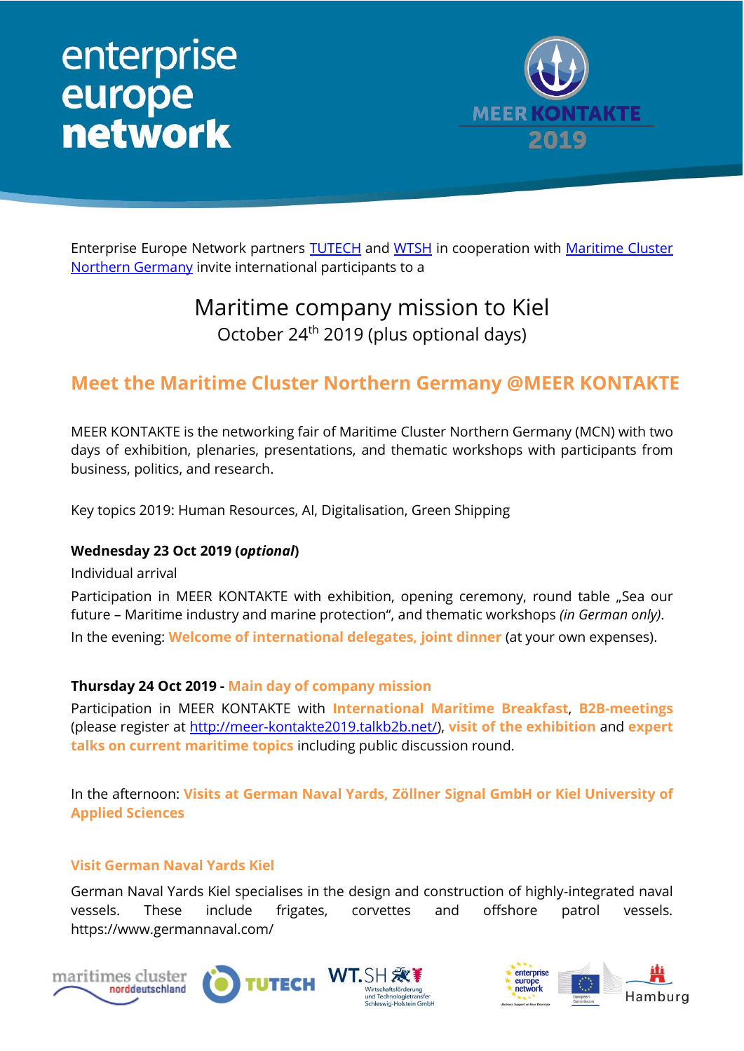enterprise europe network

MEER KONTAKTE 2019

Enterprise Europe Network partners [TUTECH](#) and [WTSH](#) in cooperation with [Maritime Cluster Northern Germany](#) invite international participants to a

# Maritime company mission to Kiel

October 24th 2019 (plus optional days)

## Meet the Maritime Cluster Northern Germany @MEER KONTAKTE

MEER KONTAKTE is the networking fair of Maritime Cluster Northern Germany (MCN) with two days of exhibition, plenaries, presentations, and thematic workshops with participants from business, politics, and research.

Key topics 2019: Human Resources, AI, Digitalisation, Green Shipping

**Wednesday 23 Oct 2019 (*optional*)**

Individual arrival

Participation in MEER KONTAKTE with exhibition, opening ceremony, round table „Sea our future – Maritime industry and marine protection“, and thematic workshops *(in German only)*.

In the evening: **Welcome of international delegates, joint dinner** (at your own expenses).

**Thursday 24 Oct 2019 - Main day of company mission**

Participation in MEER KONTAKTE with **International Maritime Breakfast**, **B2B-meetings** (please register at http://meer-kontakte2019.talkb2b.net/), **visit of the exhibition** and **expert talks on current maritime topics** including public discussion round.

In the afternoon: **Visits at German Naval Yards, Zöllner Signal GmbH or Kiel University of Applied Sciences**

### Visit German Naval Yards Kiel

German Naval Yards Kiel specialises in the design and construction of highly-integrated naval vessels. These include frigates, corvettes and offshore patrol vessels. https://www.germannaval.com/

maritimes cluster norddeutschland | TUTECH | WT.SH Wirtschaftsförderung und Technologietransfer Schleswig-Holstein GmbH | enterprise europe network | European Commission | Hamburg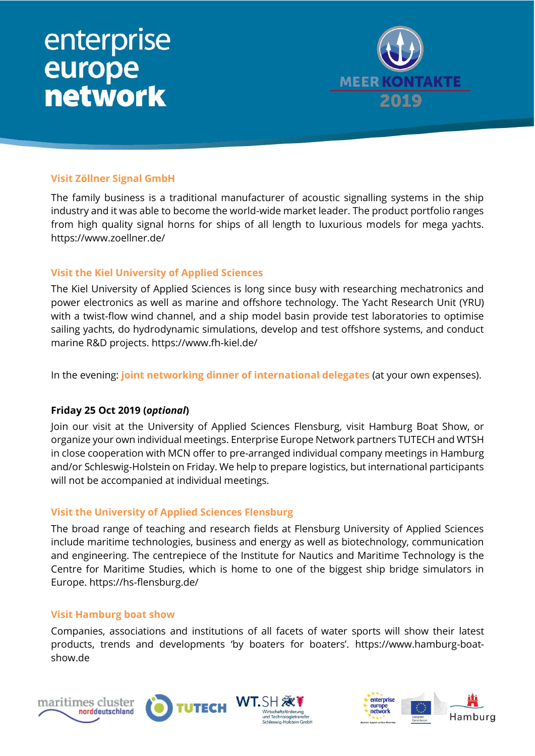### Visit Zöllner Signal GmbH

The family business is a traditional manufacturer of acoustic signalling systems in the ship industry and it was able to become the world-wide market leader. The product portfolio ranges from high quality signal horns for ships of all length to luxurious models for mega yachts. https://www.zoellner.de/

### Visit the Kiel University of Applied Sciences

The Kiel University of Applied Sciences is long since busy with researching mechatronics and power electronics as well as marine and offshore technology. The Yacht Research Unit (YRU) with a twist-flow wind channel, and a ship model basin provide test laboratories to optimise sailing yachts, do hydrodynamic simulations, develop and test offshore systems, and conduct marine R&D projects. https://www.fh-kiel.de/

In the evening: **joint networking dinner of international delegates** (at your own expenses).

**Friday 25 Oct 2019 (*optional*)**

Join our visit at the University of Applied Sciences Flensburg, visit Hamburg Boat Show, or organize your own individual meetings. Enterprise Europe Network partners TUTECH and WTSH in close cooperation with MCN offer to pre-arranged individual company meetings in Hamburg and/or Schleswig-Holstein on Friday. We help to prepare logistics, but international participants will not be accompanied at individual meetings.

### Visit the University of Applied Sciences Flensburg

The broad range of teaching and research fields at Flensburg University of Applied Sciences include maritime technologies, business and energy as well as biotechnology, communication and engineering. The centrepiece of the Institute for Nautics and Maritime Technology is the Centre for Maritime Studies, which is home to one of the biggest ship bridge simulators in Europe. https://hs-flensburg.de/

### Visit Hamburg boat show

Companies, associations and institutions of all facets of water sports will show their latest products, trends and developments 'by boaters for boaters'. https://www.hamburg-boat-show.de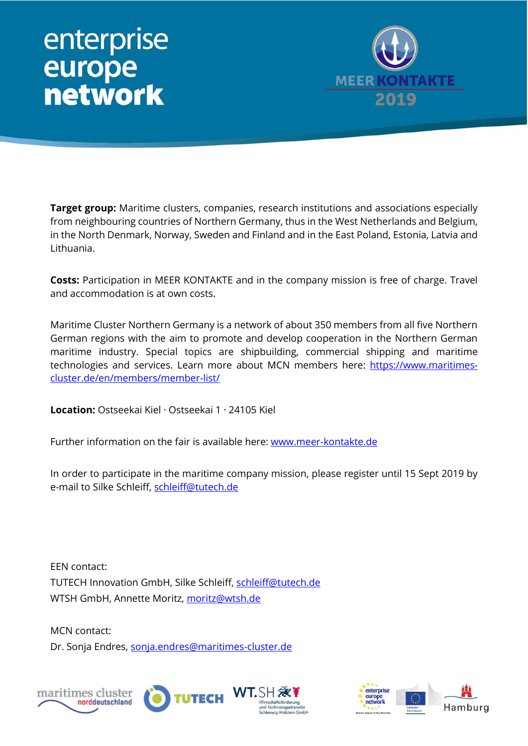**Target group:** Maritime clusters, companies, research institutions and associations especially from neighbouring countries of Northern Germany, thus in the West Netherlands and Belgium, in the North Denmark, Norway, Sweden and Finland and in the East Poland, Estonia, Latvia and Lithuania.

**Costs:** Participation in MEER KONTAKTE and in the company mission is free of charge. Travel and accommodation is at own costs.

Maritime Cluster Northern Germany is a network of about 350 members from all five Northern German regions with the aim to promote and develop cooperation in the Northern German maritime industry. Special topics are shipbuilding, commercial shipping and maritime technologies and services. Learn more about MCN members here: https://www.maritimes-cluster.de/en/members/member-list/

**Location:** Ostseekai Kiel · Ostseekai 1 · 24105 Kiel

Further information on the fair is available here: www.meer-kontakte.de

In order to participate in the maritime company mission, please register until 15 Sept 2019 by e-mail to Silke Schleiff, schleiff@tutech.de

EEN contact:
TUTECH Innovation GmbH, Silke Schleiff, schleiff@tutech.de
WTSH GmbH, Annette Moritz, moritz@wtsh.de

MCN contact:
Dr. Sonja Endres, sonja.endres@maritimes-cluster.de